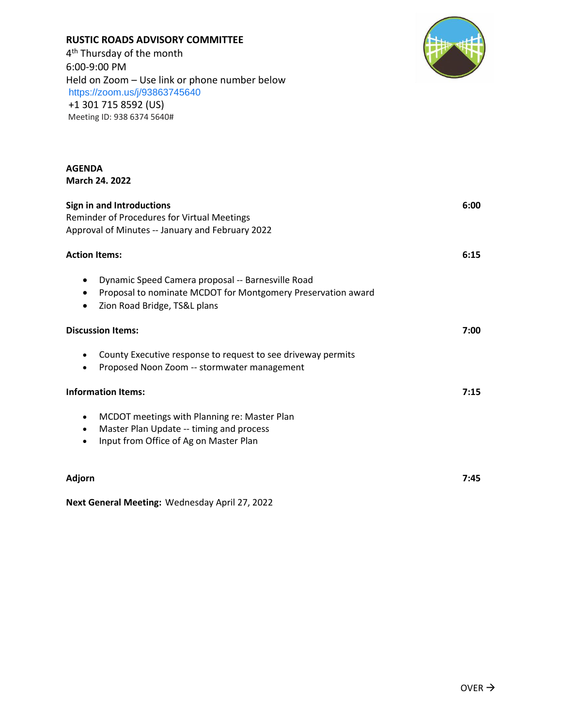**RUSTIC ROADS ADVISORY COMMITTEE**
4th Thursday of the month
6:00-9:00 PM
Held on Zoom – Use link or phone number below
https://zoom.us/j/93863745640
+1 301 715 8592 (US)
Meeting ID: 938 6374 5640#

**AGENDA**
**March 24. 2022**

| | |
|---|---|
| **Sign in and Introductions** | **6:00** |
| Reminder of Procedures for Virtual Meetings | |
| Approval of Minutes -- January and February 2022 | |

**Action Items:** **6:15**

- Dynamic Speed Camera proposal -- Barnesville Road
- Proposal to nominate MCDOT for Montgomery Preservation award
- Zion Road Bridge, TS&L plans

**Discussion Items:** **7:00**

- County Executive response to request to see driveway permits
- Proposed Noon Zoom -- stormwater management

**Information Items:** **7:15**

- MCDOT meetings with Planning re: Master Plan
- Master Plan Update -- timing and process
- Input from Office of Ag on Master Plan

**Adjorn** **7:45**

**Next General Meeting:** Wednesday April 27, 2022

OVER →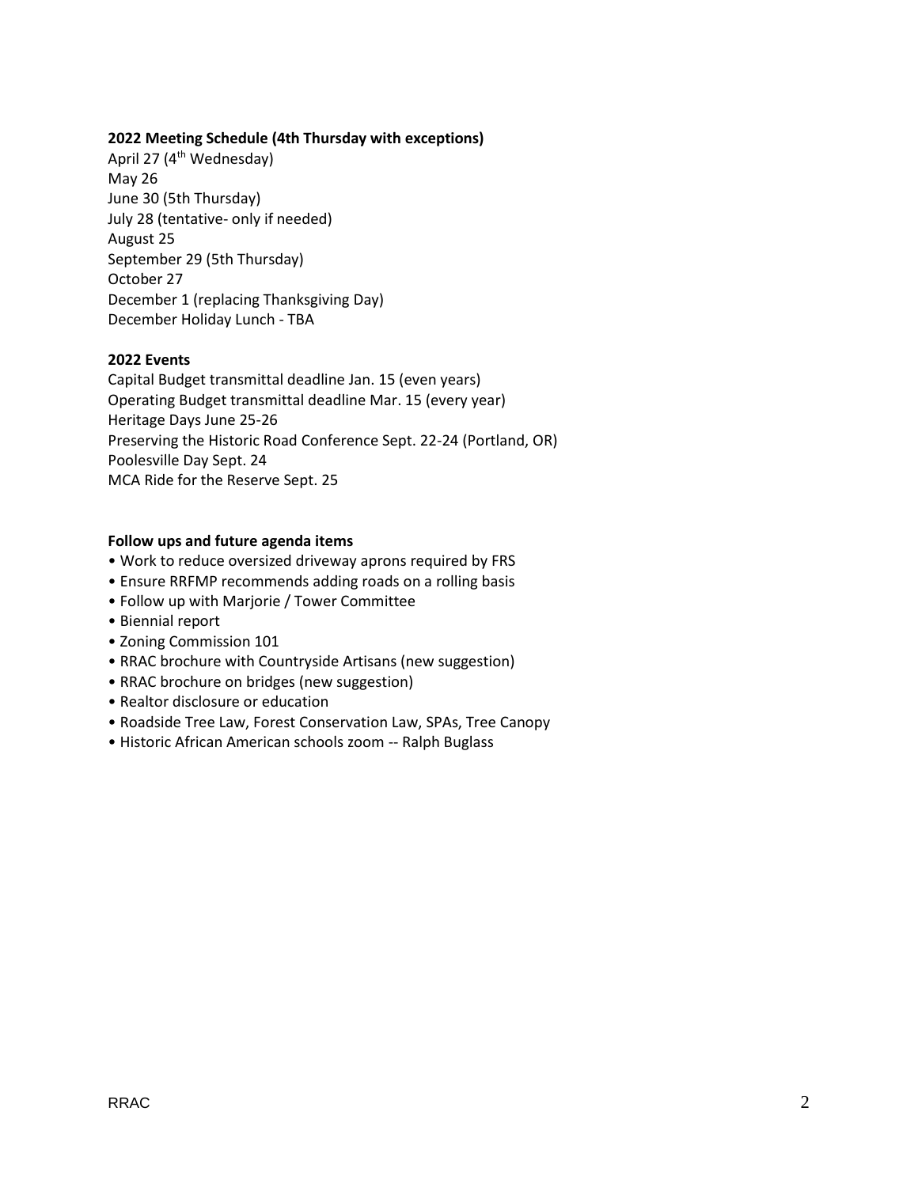**2022 Meeting Schedule (4th Thursday with exceptions)**

April 27 (4th Wednesday)
May 26
June 30 (5th Thursday)
July 28 (tentative- only if needed)
August 25
September 29 (5th Thursday)
October 27
December 1 (replacing Thanksgiving Day)
December Holiday Lunch - TBA

**2022 Events**

Capital Budget transmittal deadline Jan. 15 (even years)
Operating Budget transmittal deadline Mar. 15 (every year)
Heritage Days June 25-26
Preserving the Historic Road Conference Sept. 22-24 (Portland, OR)
Poolesville Day Sept. 24
MCA Ride for the Reserve Sept. 25

**Follow ups and future agenda items**

- Work to reduce oversized driveway aprons required by FRS
- Ensure RRFMP recommends adding roads on a rolling basis
- Follow up with Marjorie / Tower Committee
- Biennial report
- Zoning Commission 101
- RRAC brochure with Countryside Artisans (new suggestion)
- RRAC brochure on bridges (new suggestion)
- Realtor disclosure or education
- Roadside Tree Law, Forest Conservation Law, SPAs, Tree Canopy
- Historic African American schools zoom -- Ralph Buglass